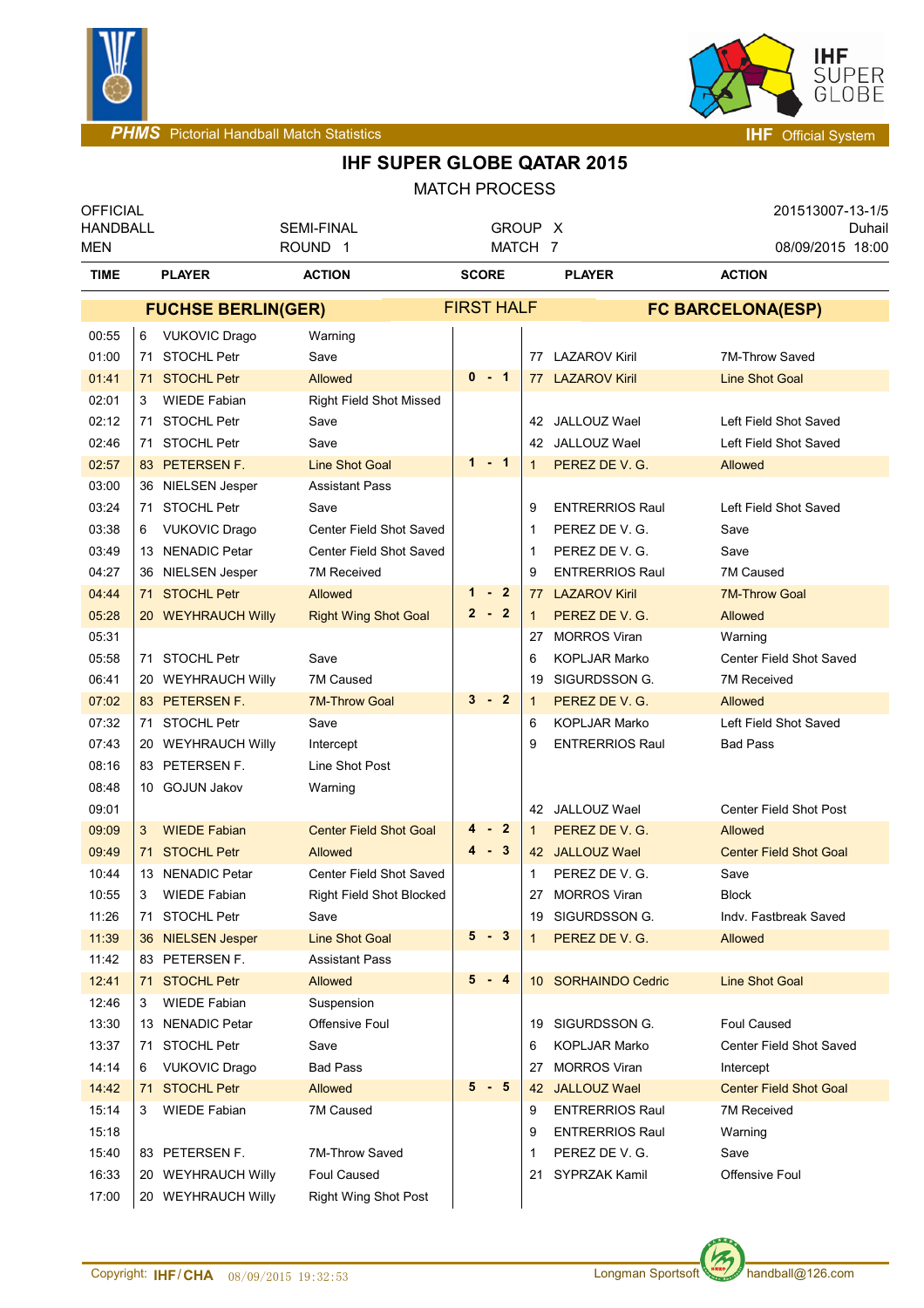# IHF SUPER GLOBE QATAR 2015

## MATCH PROCESS

| OFFICIAL HANDBALL MEN | SEMI-FINAL ROUND 1 | GROUP X MATCH 7 | 201513007-13-1/5 Duhail 08/09/2015 18:00 |
|---|---|---|---|

**FUCHSE BERLIN(GER)** — FIRST HALF — **FC BARCELONA(ESP)**

| TIME | # | PLAYER | ACTION | SCORE | # | PLAYER | ACTION |
|---|---|---|---|---|---|---|---|
| 00:55 | 6 | VUKOVIC Drago | Warning | | | | |
| 01:00 | 71 | STOCHL Petr | Save | | 77 | LAZAROV Kiril | 7M-Throw Saved |
| 01:41 | 71 | STOCHL Petr | Allowed | 0 - 1 | 77 | LAZAROV Kiril | Line Shot Goal |
| 02:01 | 3 | WIEDE Fabian | Right Field Shot Missed | | | | |
| 02:12 | 71 | STOCHL Petr | Save | | 42 | JALLOUZ Wael | Left Field Shot Saved |
| 02:46 | 71 | STOCHL Petr | Save | | 42 | JALLOUZ Wael | Left Field Shot Saved |
| 02:57 | 83 | PETERSEN F. | Line Shot Goal | 1 - 1 | 1 | PEREZ DE V. G. | Allowed |
| 03:00 | 36 | NIELSEN Jesper | Assistant Pass | | | | |
| 03:24 | 71 | STOCHL Petr | Save | | 9 | ENTRERRIOS Raul | Left Field Shot Saved |
| 03:38 | 6 | VUKOVIC Drago | Center Field Shot Saved | | 1 | PEREZ DE V. G. | Save |
| 03:49 | 13 | NENADIC Petar | Center Field Shot Saved | | 1 | PEREZ DE V. G. | Save |
| 04:27 | 36 | NIELSEN Jesper | 7M Received | | 9 | ENTRERRIOS Raul | 7M Caused |
| 04:44 | 71 | STOCHL Petr | Allowed | 1 - 2 | 77 | LAZAROV Kiril | 7M-Throw Goal |
| 05:28 | 20 | WEYHRAUCH Willy | Right Wing Shot Goal | 2 - 2 | 1 | PEREZ DE V. G. | Allowed |
| 05:31 | | | | | 27 | MORROS Viran | Warning |
| 05:58 | 71 | STOCHL Petr | Save | | 6 | KOPLJAR Marko | Center Field Shot Saved |
| 06:41 | 20 | WEYHRAUCH Willy | 7M Caused | | 19 | SIGURDSSON G. | 7M Received |
| 07:02 | 83 | PETERSEN F. | 7M-Throw Goal | 3 - 2 | 1 | PEREZ DE V. G. | Allowed |
| 07:32 | 71 | STOCHL Petr | Save | | 6 | KOPLJAR Marko | Left Field Shot Saved |
| 07:43 | 20 | WEYHRAUCH Willy | Intercept | | 9 | ENTRERRIOS Raul | Bad Pass |
| 08:16 | 83 | PETERSEN F. | Line Shot Post | | | | |
| 08:48 | 10 | GOJUN Jakov | Warning | | | | |
| 09:01 | | | | | 42 | JALLOUZ Wael | Center Field Shot Post |
| 09:09 | 3 | WIEDE Fabian | Center Field Shot Goal | 4 - 2 | 1 | PEREZ DE V. G. | Allowed |
| 09:49 | 71 | STOCHL Petr | Allowed | 4 - 3 | 42 | JALLOUZ Wael | Center Field Shot Goal |
| 10:44 | 13 | NENADIC Petar | Center Field Shot Saved | | 1 | PEREZ DE V. G. | Save |
| 10:55 | 3 | WIEDE Fabian | Right Field Shot Blocked | | 27 | MORROS Viran | Block |
| 11:26 | 71 | STOCHL Petr | Save | | 19 | SIGURDSSON G. | Indv. Fastbreak Saved |
| 11:39 | 36 | NIELSEN Jesper | Line Shot Goal | 5 - 3 | 1 | PEREZ DE V. G. | Allowed |
| 11:42 | 83 | PETERSEN F. | Assistant Pass | | | | |
| 12:41 | 71 | STOCHL Petr | Allowed | 5 - 4 | 10 | SORHAINDO Cedric | Line Shot Goal |
| 12:46 | 3 | WIEDE Fabian | Suspension | | | | |
| 13:30 | 13 | NENADIC Petar | Offensive Foul | | 19 | SIGURDSSON G. | Foul Caused |
| 13:37 | 71 | STOCHL Petr | Save | | 6 | KOPLJAR Marko | Center Field Shot Saved |
| 14:14 | 6 | VUKOVIC Drago | Bad Pass | | 27 | MORROS Viran | Intercept |
| 14:42 | 71 | STOCHL Petr | Allowed | 5 - 5 | 42 | JALLOUZ Wael | Center Field Shot Goal |
| 15:14 | 3 | WIEDE Fabian | 7M Caused | | 9 | ENTRERRIOS Raul | 7M Received |
| 15:18 | | | | | 9 | ENTRERRIOS Raul | Warning |
| 15:40 | 83 | PETERSEN F. | 7M-Throw Saved | | 1 | PEREZ DE V. G. | Save |
| 16:33 | 20 | WEYHRAUCH Willy | Foul Caused | | 21 | SYPRZAK Kamil | Offensive Foul |
| 17:00 | 20 | WEYHRAUCH Willy | Right Wing Shot Post | | | | |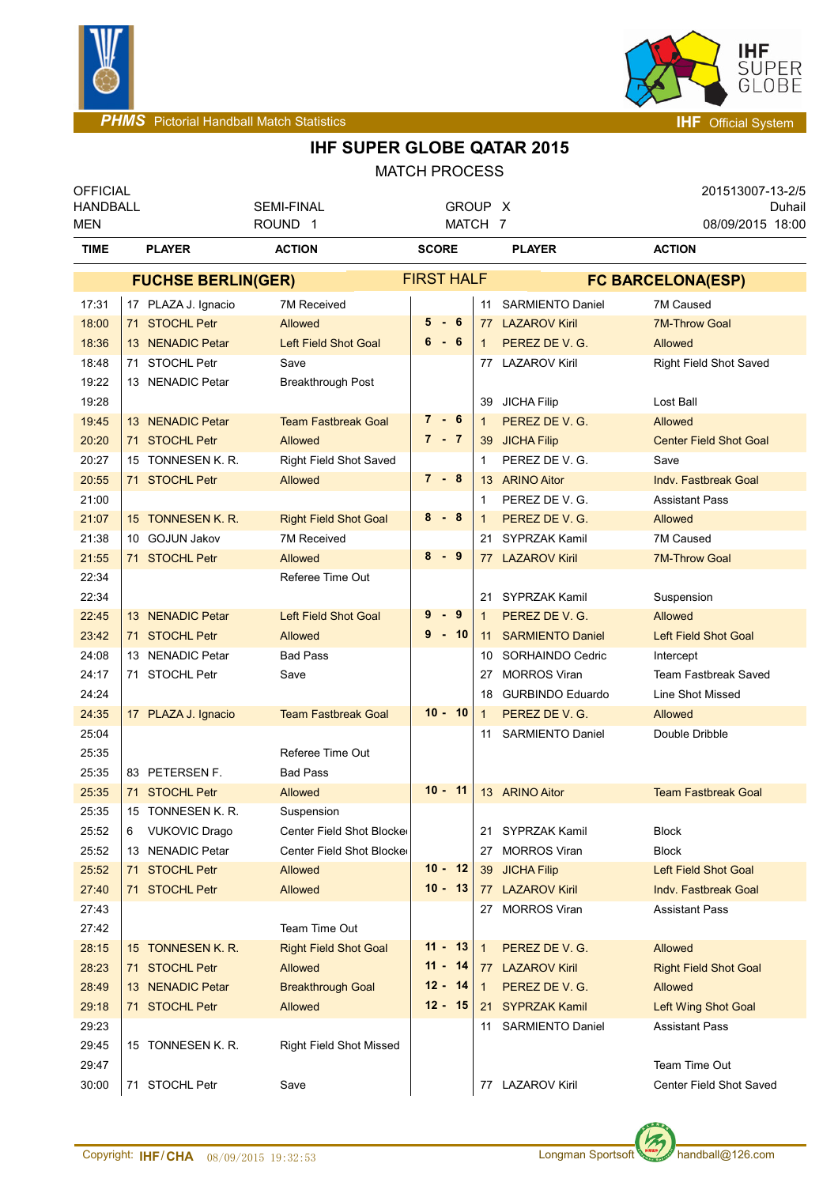# IHF SUPER GLOBE QATAR 2015

MATCH PROCESS

| OFFICIAL | | | 201513007-13-2/5 |
|---|---|---|---|
| HANDBALL | SEMI-FINAL | GROUP X | Duhail |
| MEN | ROUND 1 | MATCH 7 | 08/09/2015 18:00 |

| TIME | PLAYER | ACTION | SCORE | PLAYER | ACTION |
|---|---|---|---|---|---|
| | **FUCHSE BERLIN(GER)** | | **FIRST HALF** | **FC BARCELONA(ESP)** | |
| 17:31 | 17 PLAZA J. Ignacio | 7M Received | | 11 SARMIENTO Daniel | 7M Caused |
| 18:00 | 71 STOCHL Petr | Allowed | 5 - 6 | 77 LAZAROV Kiril | 7M-Throw Goal |
| 18:36 | 13 NENADIC Petar | Left Field Shot Goal | 6 - 6 | 1 PEREZ DE V. G. | Allowed |
| 18:48 | 71 STOCHL Petr | Save | | 77 LAZAROV Kiril | Right Field Shot Saved |
| 19:22 | 13 NENADIC Petar | Breakthrough Post | | | |
| 19:28 | | | | 39 JICHA Filip | Lost Ball |
| 19:45 | 13 NENADIC Petar | Team Fastbreak Goal | 7 - 6 | 1 PEREZ DE V. G. | Allowed |
| 20:20 | 71 STOCHL Petr | Allowed | 7 - 7 | 39 JICHA Filip | Center Field Shot Goal |
| 20:27 | 15 TONNESEN K. R. | Right Field Shot Saved | | 1 PEREZ DE V. G. | Save |
| 20:55 | 71 STOCHL Petr | Allowed | 7 - 8 | 13 ARINO Aitor | Indv. Fastbreak Goal |
| 21:00 | | | | 1 PEREZ DE V. G. | Assistant Pass |
| 21:07 | 15 TONNESEN K. R. | Right Field Shot Goal | 8 - 8 | 1 PEREZ DE V. G. | Allowed |
| 21:38 | 10 GOJUN Jakov | 7M Received | | 21 SYPRZAK Kamil | 7M Caused |
| 21:55 | 71 STOCHL Petr | Allowed | 8 - 9 | 77 LAZAROV Kiril | 7M-Throw Goal |
| 22:34 | | Referee Time Out | | | |
| 22:34 | | | | 21 SYPRZAK Kamil | Suspension |
| 22:45 | 13 NENADIC Petar | Left Field Shot Goal | 9 - 9 | 1 PEREZ DE V. G. | Allowed |
| 23:42 | 71 STOCHL Petr | Allowed | 9 - 10 | 11 SARMIENTO Daniel | Left Field Shot Goal |
| 24:08 | 13 NENADIC Petar | Bad Pass | | 10 SORHAINDO Cedric | Intercept |
| 24:17 | 71 STOCHL Petr | Save | | 27 MORROS Viran | Team Fastbreak Saved |
| 24:24 | | | | 18 GURBINDO Eduardo | Line Shot Missed |
| 24:35 | 17 PLAZA J. Ignacio | Team Fastbreak Goal | 10 - 10 | 1 PEREZ DE V. G. | Allowed |
| 25:04 | | | | 11 SARMIENTO Daniel | Double Dribble |
| 25:35 | | Referee Time Out | | | |
| 25:35 | 83 PETERSEN F. | Bad Pass | | | |
| 25:35 | 71 STOCHL Petr | Allowed | 10 - 11 | 13 ARINO Aitor | Team Fastbreak Goal |
| 25:35 | 15 TONNESEN K. R. | Suspension | | | |
| 25:52 | 6 VUKOVIC Drago | Center Field Shot Blocked | | 21 SYPRZAK Kamil | Block |
| 25:52 | 13 NENADIC Petar | Center Field Shot Blocked | | 27 MORROS Viran | Block |
| 25:52 | 71 STOCHL Petr | Allowed | 10 - 12 | 39 JICHA Filip | Left Field Shot Goal |
| 27:40 | 71 STOCHL Petr | Allowed | 10 - 13 | 77 LAZAROV Kiril | Indv. Fastbreak Goal |
| 27:43 | | | | 27 MORROS Viran | Assistant Pass |
| 27:42 | | Team Time Out | | | |
| 28:15 | 15 TONNESEN K. R. | Right Field Shot Goal | 11 - 13 | 1 PEREZ DE V. G. | Allowed |
| 28:23 | 71 STOCHL Petr | Allowed | 11 - 14 | 77 LAZAROV Kiril | Right Field Shot Goal |
| 28:49 | 13 NENADIC Petar | Breakthrough Goal | 12 - 14 | 1 PEREZ DE V. G. | Allowed |
| 29:18 | 71 STOCHL Petr | Allowed | 12 - 15 | 21 SYPRZAK Kamil | Left Wing Shot Goal |
| 29:23 | | | | 11 SARMIENTO Daniel | Assistant Pass |
| 29:45 | 15 TONNESEN K. R. | Right Field Shot Missed | | | |
| 29:47 | | | | | Team Time Out |
| 30:00 | 71 STOCHL Petr | Save | | 77 LAZAROV Kiril | Center Field Shot Saved |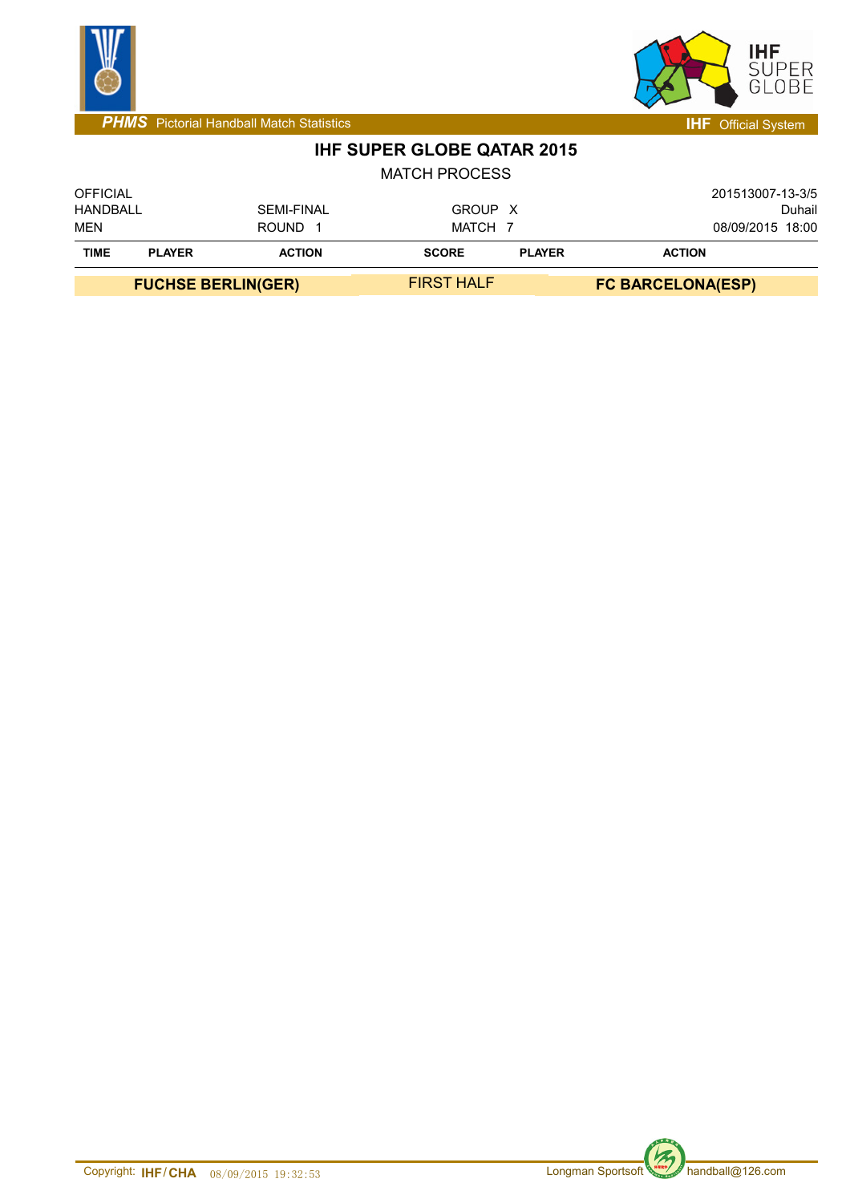PHMS Pictorial Handball Match Statistics

IHF Official System

# IHF SUPER GLOBE QATAR 2015

MATCH PROCESS

| OFFICIAL | | | 201513007-13-3/5 |
|---|---|---|---|
| HANDBALL | SEMI-FINAL | GROUP X | Duhail |
| MEN | ROUND 1 | MATCH 7 | 08/09/2015 18:00 |

| TIME | PLAYER | ACTION | SCORE | PLAYER | ACTION |
|---|---|---|---|---|---|
| FUCHSE BERLIN(GER) | | | FIRST HALF | FC BARCELONA(ESP) | |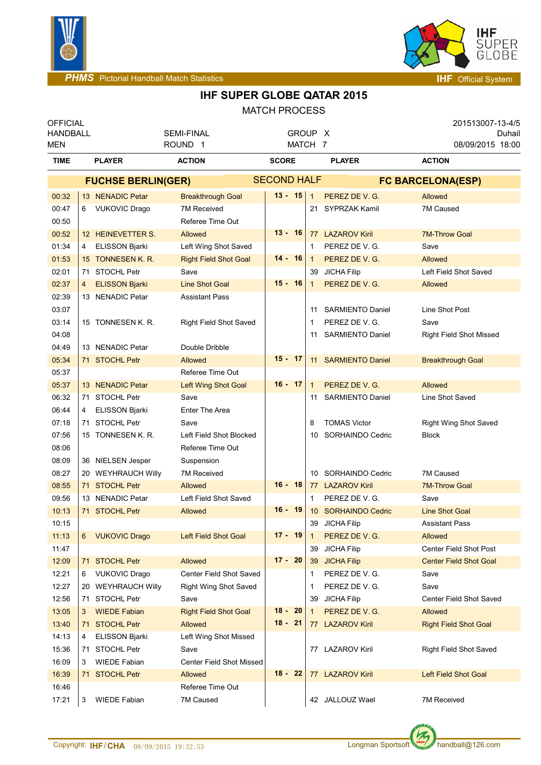PHMS Pictorial Handball Match Statistics — IHF Official System

# IHF SUPER GLOBE QATAR 2015

## MATCH PROCESS

| OFFICIAL HANDBALL MEN | SEMI-FINAL ROUND 1 | GROUP X MATCH 7 | 201513007-13-4/5 Duhail 08/09/2015 18:00 |
|---|---|---|---|

**FUCHSE BERLIN(GER)** — **SECOND HALF** — **FC BARCELONA(ESP)**

| TIME | | PLAYER | ACTION | SCORE | | PLAYER | ACTION |
|---|---|---|---|---|---|---|---|
| 00:32 | 13 | NENADIC Petar | Breakthrough Goal | 13 - 15 | 1 | PEREZ DE V. G. | Allowed |
| 00:47 | 6 | VUKOVIC Drago | 7M Received | | 21 | SYPRZAK Kamil | 7M Caused |
| 00:50 | | | Referee Time Out | | | | |
| 00:52 | 12 | HEINEVETTER S. | Allowed | 13 - 16 | 77 | LAZAROV Kiril | 7M-Throw Goal |
| 01:34 | 4 | ELISSON Bjarki | Left Wing Shot Saved | | 1 | PEREZ DE V. G. | Save |
| 01:53 | 15 | TONNESEN K. R. | Right Field Shot Goal | 14 - 16 | 1 | PEREZ DE V. G. | Allowed |
| 02:01 | 71 | STOCHL Petr | Save | | 39 | JICHA Filip | Left Field Shot Saved |
| 02:37 | 4 | ELISSON Bjarki | Line Shot Goal | 15 - 16 | 1 | PEREZ DE V. G. | Allowed |
| 02:39 | 13 | NENADIC Petar | Assistant Pass | | | | |
| 03:07 | | | | | 11 | SARMIENTO Daniel | Line Shot Post |
| 03:14 | 15 | TONNESEN K. R. | Right Field Shot Saved | | 1 | PEREZ DE V. G. | Save |
| 04:08 | | | | | 11 | SARMIENTO Daniel | Right Field Shot Missed |
| 04:49 | 13 | NENADIC Petar | Double Dribble | | | | |
| 05:34 | 71 | STOCHL Petr | Allowed | 15 - 17 | 11 | SARMIENTO Daniel | Breakthrough Goal |
| 05:37 | | | Referee Time Out | | | | |
| 05:37 | 13 | NENADIC Petar | Left Wing Shot Goal | 16 - 17 | 1 | PEREZ DE V. G. | Allowed |
| 06:32 | 71 | STOCHL Petr | Save | | 11 | SARMIENTO Daniel | Line Shot Saved |
| 06:44 | 4 | ELISSON Bjarki | Enter The Area | | | | |
| 07:18 | 71 | STOCHL Petr | Save | | 8 | TOMAS Victor | Right Wing Shot Saved |
| 07:56 | 15 | TONNESEN K. R. | Left Field Shot Blocked | | 10 | SORHAINDO Cedric | Block |
| 08:06 | | | Referee Time Out | | | | |
| 08:09 | 36 | NIELSEN Jesper | Suspension | | | | |
| 08:27 | 20 | WEYHRAUCH Willy | 7M Received | | 10 | SORHAINDO Cedric | 7M Caused |
| 08:55 | 71 | STOCHL Petr | Allowed | 16 - 18 | 77 | LAZAROV Kiril | 7M-Throw Goal |
| 09:56 | 13 | NENADIC Petar | Left Field Shot Saved | | 1 | PEREZ DE V. G. | Save |
| 10:13 | 71 | STOCHL Petr | Allowed | 16 - 19 | 10 | SORHAINDO Cedric | Line Shot Goal |
| 10:15 | | | | | 39 | JICHA Filip | Assistant Pass |
| 11:13 | 6 | VUKOVIC Drago | Left Field Shot Goal | 17 - 19 | 1 | PEREZ DE V. G. | Allowed |
| 11:47 | | | | | 39 | JICHA Filip | Center Field Shot Post |
| 12:09 | 71 | STOCHL Petr | Allowed | 17 - 20 | 39 | JICHA Filip | Center Field Shot Goal |
| 12:21 | 6 | VUKOVIC Drago | Center Field Shot Saved | | 1 | PEREZ DE V. G. | Save |
| 12:27 | 20 | WEYHRAUCH Willy | Right Wing Shot Saved | | 1 | PEREZ DE V. G. | Save |
| 12:56 | 71 | STOCHL Petr | Save | | 39 | JICHA Filip | Center Field Shot Saved |
| 13:05 | 3 | WIEDE Fabian | Right Field Shot Goal | 18 - 20 | 1 | PEREZ DE V. G. | Allowed |
| 13:40 | 71 | STOCHL Petr | Allowed | 18 - 21 | 77 | LAZAROV Kiril | Right Field Shot Goal |
| 14:13 | 4 | ELISSON Bjarki | Left Wing Shot Missed | | | | |
| 15:36 | 71 | STOCHL Petr | Save | | 77 | LAZAROV Kiril | Right Field Shot Saved |
| 16:09 | 3 | WIEDE Fabian | Center Field Shot Missed | | | | |
| 16:39 | 71 | STOCHL Petr | Allowed | 18 - 22 | 77 | LAZAROV Kiril | Left Field Shot Goal |
| 16:46 | | | Referee Time Out | | | | |
| 17:21 | 3 | WIEDE Fabian | 7M Caused | | 42 | JALLOUZ Wael | 7M Received |

Copyright: IHF/CHA 08/09/2015 19:32:53 — Longman Sportsoft handball@126.com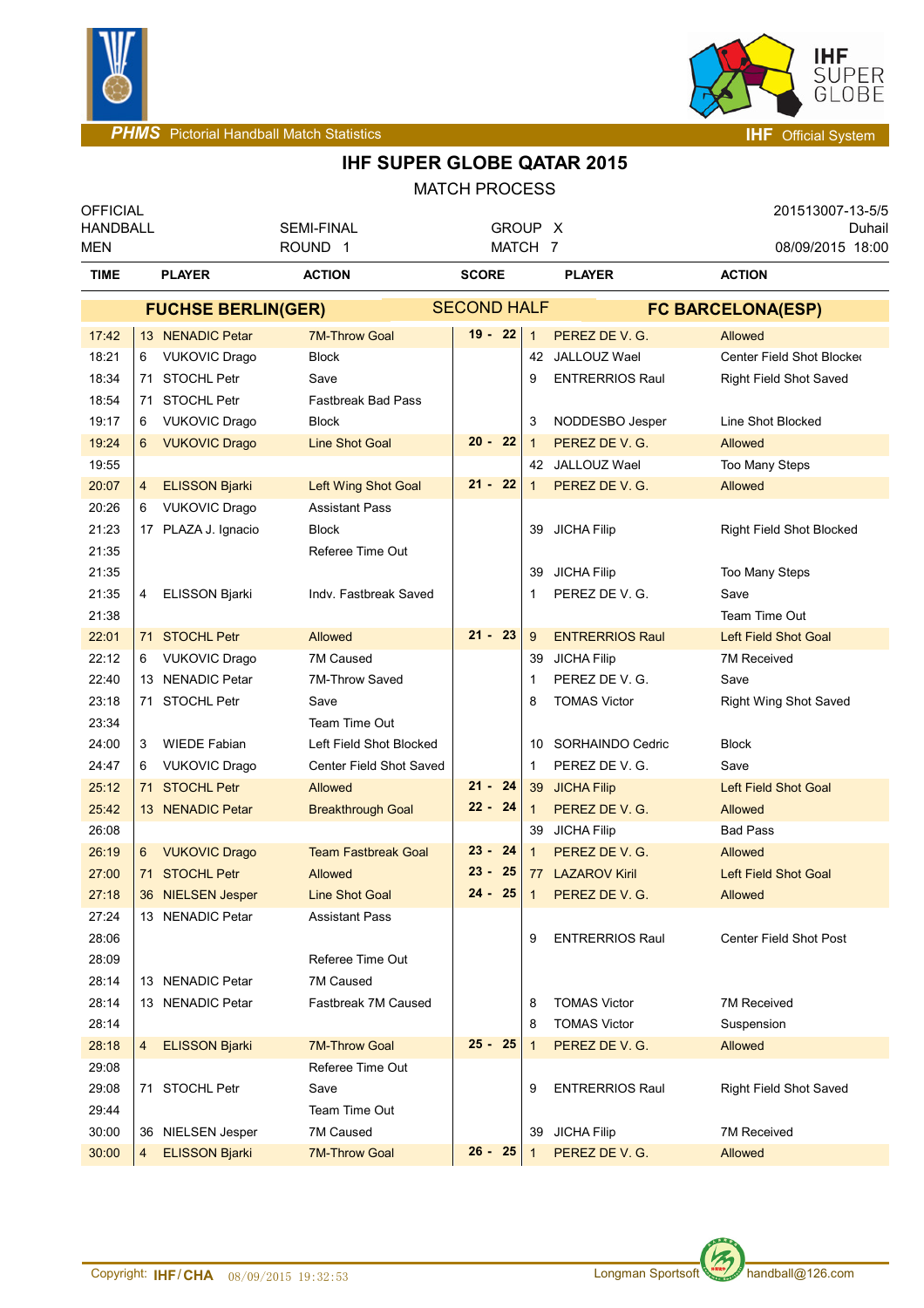PHMS Pictorial Handball Match Statistics

IHF Official System

# IHF SUPER GLOBE QATAR 2015

MATCH PROCESS

| OFFICIAL | | | 201513007-13-5/5 |
|---|---|---|---|
| HANDBALL | SEMI-FINAL | GROUP X | Duhail |
| MEN | ROUND 1 | MATCH 7 | 08/09/2015 18:00 |

**FUCHSE BERLIN(GER)** — SECOND HALF — **FC BARCELONA(ESP)**

| TIME | | PLAYER | ACTION | SCORE | | PLAYER | ACTION |
|---|---|---|---|---|---|---|---|
| 17:42 | 13 | NENADIC Petar | 7M-Throw Goal | 19 - 22 | 1 | PEREZ DE V. G. | Allowed |
| 18:21 | 6 | VUKOVIC Drago | Block | | 42 | JALLOUZ Wael | Center Field Shot Blocked |
| 18:34 | 71 | STOCHL Petr | Save | | 9 | ENTRERRIOS Raul | Right Field Shot Saved |
| 18:54 | 71 | STOCHL Petr | Fastbreak Bad Pass | | | | |
| 19:17 | 6 | VUKOVIC Drago | Block | | 3 | NODDESBO Jesper | Line Shot Blocked |
| 19:24 | 6 | VUKOVIC Drago | Line Shot Goal | 20 - 22 | 1 | PEREZ DE V. G. | Allowed |
| 19:55 | | | | | 42 | JALLOUZ Wael | Too Many Steps |
| 20:07 | 4 | ELISSON Bjarki | Left Wing Shot Goal | 21 - 22 | 1 | PEREZ DE V. G. | Allowed |
| 20:26 | 6 | VUKOVIC Drago | Assistant Pass | | | | |
| 21:23 | 17 | PLAZA J. Ignacio | Block | | 39 | JICHA Filip | Right Field Shot Blocked |
| 21:35 | | | Referee Time Out | | | | |
| 21:35 | | | | | 39 | JICHA Filip | Too Many Steps |
| 21:35 | 4 | ELISSON Bjarki | Indv. Fastbreak Saved | | 1 | PEREZ DE V. G. | Save |
| 21:38 | | | | | | | Team Time Out |
| 22:01 | 71 | STOCHL Petr | Allowed | 21 - 23 | 9 | ENTRERRIOS Raul | Left Field Shot Goal |
| 22:12 | 6 | VUKOVIC Drago | 7M Caused | | 39 | JICHA Filip | 7M Received |
| 22:40 | 13 | NENADIC Petar | 7M-Throw Saved | | 1 | PEREZ DE V. G. | Save |
| 23:18 | 71 | STOCHL Petr | Save | | 8 | TOMAS Victor | Right Wing Shot Saved |
| 23:34 | | | Team Time Out | | | | |
| 24:00 | 3 | WIEDE Fabian | Left Field Shot Blocked | | 10 | SORHAINDO Cedric | Block |
| 24:47 | 6 | VUKOVIC Drago | Center Field Shot Saved | | 1 | PEREZ DE V. G. | Save |
| 25:12 | 71 | STOCHL Petr | Allowed | 21 - 24 | 39 | JICHA Filip | Left Field Shot Goal |
| 25:42 | 13 | NENADIC Petar | Breakthrough Goal | 22 - 24 | 1 | PEREZ DE V. G. | Allowed |
| 26:08 | | | | | 39 | JICHA Filip | Bad Pass |
| 26:19 | 6 | VUKOVIC Drago | Team Fastbreak Goal | 23 - 24 | 1 | PEREZ DE V. G. | Allowed |
| 27:00 | 71 | STOCHL Petr | Allowed | 23 - 25 | 77 | LAZAROV Kiril | Left Field Shot Goal |
| 27:18 | 36 | NIELSEN Jesper | Line Shot Goal | 24 - 25 | 1 | PEREZ DE V. G. | Allowed |
| 27:24 | 13 | NENADIC Petar | Assistant Pass | | | | |
| 28:06 | | | | | 9 | ENTRERRIOS Raul | Center Field Shot Post |
| 28:09 | | | Referee Time Out | | | | |
| 28:14 | 13 | NENADIC Petar | 7M Caused | | | | |
| 28:14 | 13 | NENADIC Petar | Fastbreak 7M Caused | | 8 | TOMAS Victor | 7M Received |
| 28:14 | | | | | 8 | TOMAS Victor | Suspension |
| 28:18 | 4 | ELISSON Bjarki | 7M-Throw Goal | 25 - 25 | 1 | PEREZ DE V. G. | Allowed |
| 29:08 | | | Referee Time Out | | | | |
| 29:08 | 71 | STOCHL Petr | Save | | 9 | ENTRERRIOS Raul | Right Field Shot Saved |
| 29:44 | | | Team Time Out | | | | |
| 30:00 | 36 | NIELSEN Jesper | 7M Caused | | 39 | JICHA Filip | 7M Received |
| 30:00 | 4 | ELISSON Bjarki | 7M-Throw Goal | 26 - 25 | 1 | PEREZ DE V. G. | Allowed |

Copyright: IHF/CHA 08/09/2015 19:32:53 — Longman Sportsoft handball@126.com